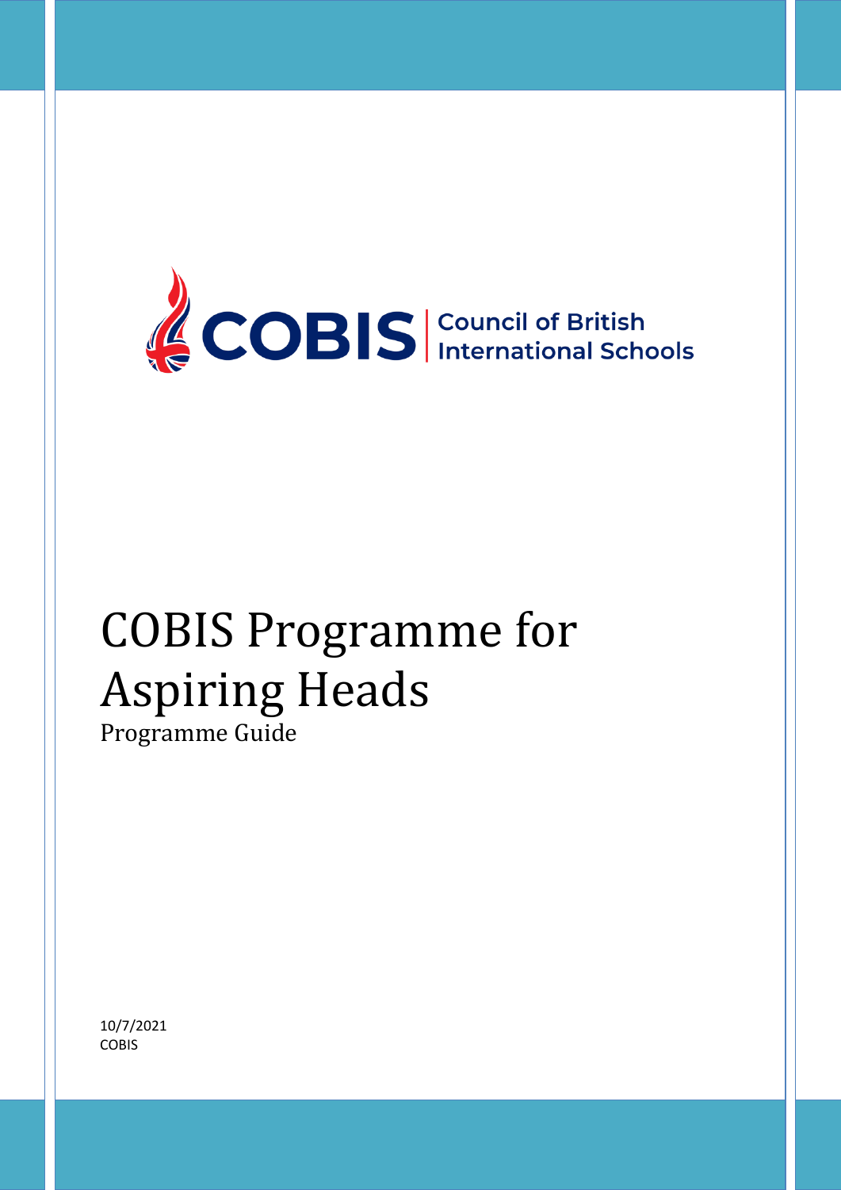COBIS | Council of British International Schools

# COBIS Programme for Aspiring Heads

Programme Guide

10/7/2021
COBIS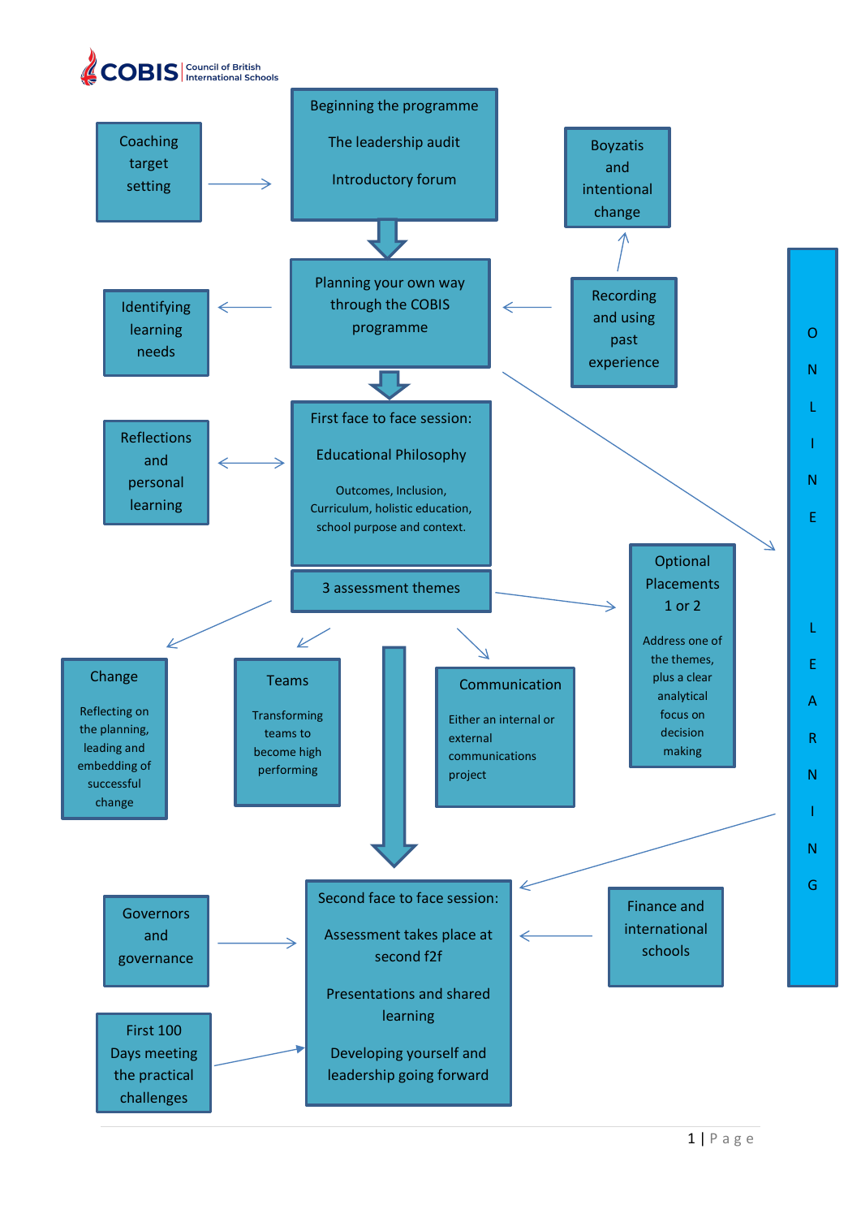COBIS Council of British International Schools

**Beginning the programme**

The leadership audit

Introductory forum

Coaching target setting

Boyzatis and intentional change

**Planning your own way through the COBIS programme**

Identifying learning needs

Recording and using past experience

**First face to face session:**

Educational Philosophy

Outcomes, Inclusion, Curriculum, holistic education, school purpose and context.

Reflections and personal learning

**3 assessment themes**

Change

Reflecting on the planning, leading and embedding of successful change

Teams

Transforming teams to become high performing

Communication

Either an internal or external communications project

Optional Placements 1 or 2

Address one of the themes, plus a clear analytical focus on decision making

ONLINE LEARNING

**Second face to face session:**

Assessment takes place at second f2f

Presentations and shared learning

Developing yourself and leadership going forward

Governors and governance

First 100 Days meeting the practical challenges

Finance and international schools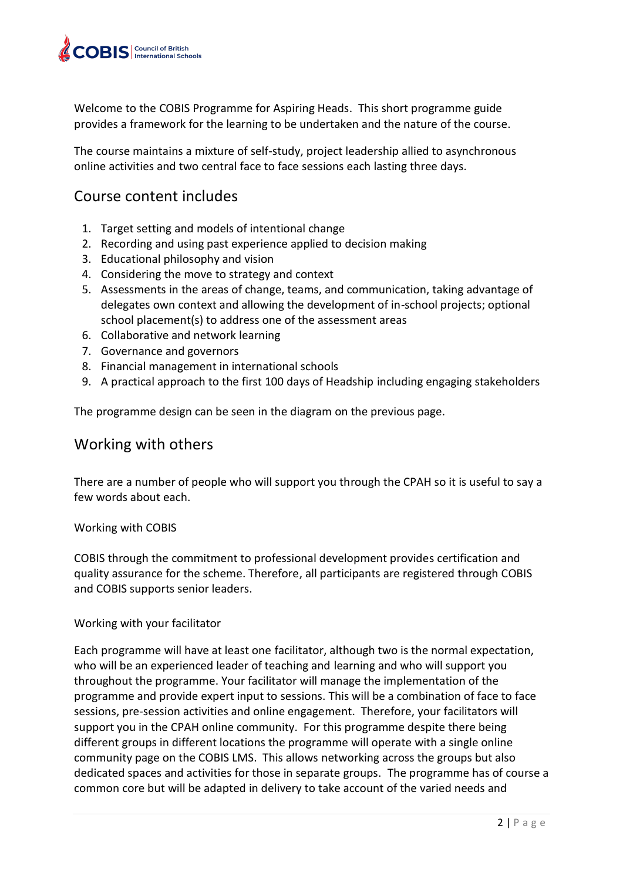Welcome to the COBIS Programme for Aspiring Heads. This short programme guide provides a framework for the learning to be undertaken and the nature of the course.

The course maintains a mixture of self-study, project leadership allied to asynchronous online activities and two central face to face sessions each lasting three days.

## Course content includes

1. Target setting and models of intentional change
2. Recording and using past experience applied to decision making
3. Educational philosophy and vision
4. Considering the move to strategy and context
5. Assessments in the areas of change, teams, and communication, taking advantage of delegates own context and allowing the development of in-school projects; optional school placement(s) to address one of the assessment areas
6. Collaborative and network learning
7. Governance and governors
8. Financial management in international schools
9. A practical approach to the first 100 days of Headship including engaging stakeholders

The programme design can be seen in the diagram on the previous page.

## Working with others

There are a number of people who will support you through the CPAH so it is useful to say a few words about each.

Working with COBIS

COBIS through the commitment to professional development provides certification and quality assurance for the scheme. Therefore, all participants are registered through COBIS and COBIS supports senior leaders.

Working with your facilitator

Each programme will have at least one facilitator, although two is the normal expectation, who will be an experienced leader of teaching and learning and who will support you throughout the programme. Your facilitator will manage the implementation of the programme and provide expert input to sessions. This will be a combination of face to face sessions, pre-session activities and online engagement. Therefore, your facilitators will support you in the CPAH online community. For this programme despite there being different groups in different locations the programme will operate with a single online community page on the COBIS LMS. This allows networking across the groups but also dedicated spaces and activities for those in separate groups. The programme has of course a common core but will be adapted in delivery to take account of the varied needs and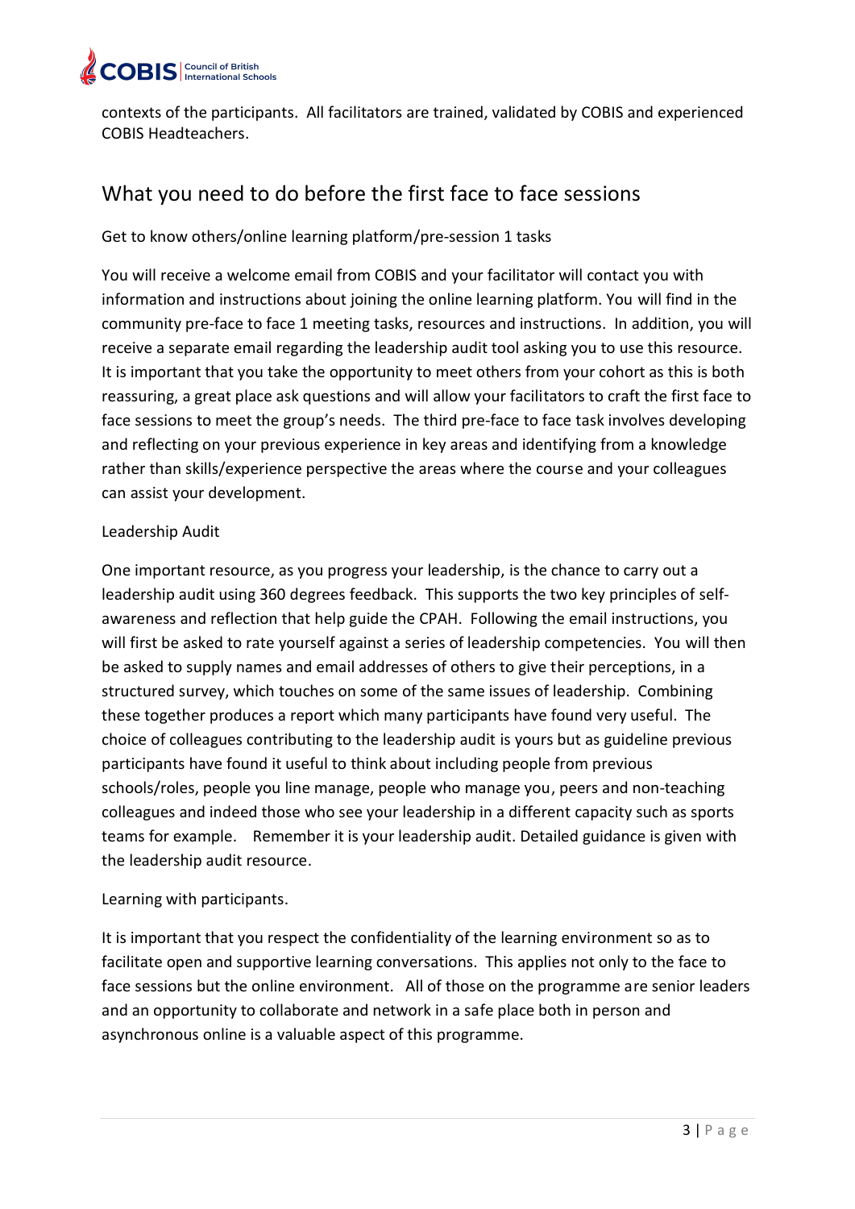contexts of the participants. All facilitators are trained, validated by COBIS and experienced COBIS Headteachers.

## What you need to do before the first face to face sessions

Get to know others/online learning platform/pre-session 1 tasks

You will receive a welcome email from COBIS and your facilitator will contact you with information and instructions about joining the online learning platform. You will find in the community pre-face to face 1 meeting tasks, resources and instructions. In addition, you will receive a separate email regarding the leadership audit tool asking you to use this resource. It is important that you take the opportunity to meet others from your cohort as this is both reassuring, a great place ask questions and will allow your facilitators to craft the first face to face sessions to meet the group's needs. The third pre-face to face task involves developing and reflecting on your previous experience in key areas and identifying from a knowledge rather than skills/experience perspective the areas where the course and your colleagues can assist your development.

Leadership Audit

One important resource, as you progress your leadership, is the chance to carry out a leadership audit using 360 degrees feedback. This supports the two key principles of self-awareness and reflection that help guide the CPAH. Following the email instructions, you will first be asked to rate yourself against a series of leadership competencies. You will then be asked to supply names and email addresses of others to give their perceptions, in a structured survey, which touches on some of the same issues of leadership. Combining these together produces a report which many participants have found very useful. The choice of colleagues contributing to the leadership audit is yours but as guideline previous participants have found it useful to think about including people from previous schools/roles, people you line manage, people who manage you, peers and non-teaching colleagues and indeed those who see your leadership in a different capacity such as sports teams for example. Remember it is your leadership audit. Detailed guidance is given with the leadership audit resource.

Learning with participants.

It is important that you respect the confidentiality of the learning environment so as to facilitate open and supportive learning conversations. This applies not only to the face to face sessions but the online environment. All of those on the programme are senior leaders and an opportunity to collaborate and network in a safe place both in person and asynchronous online is a valuable aspect of this programme.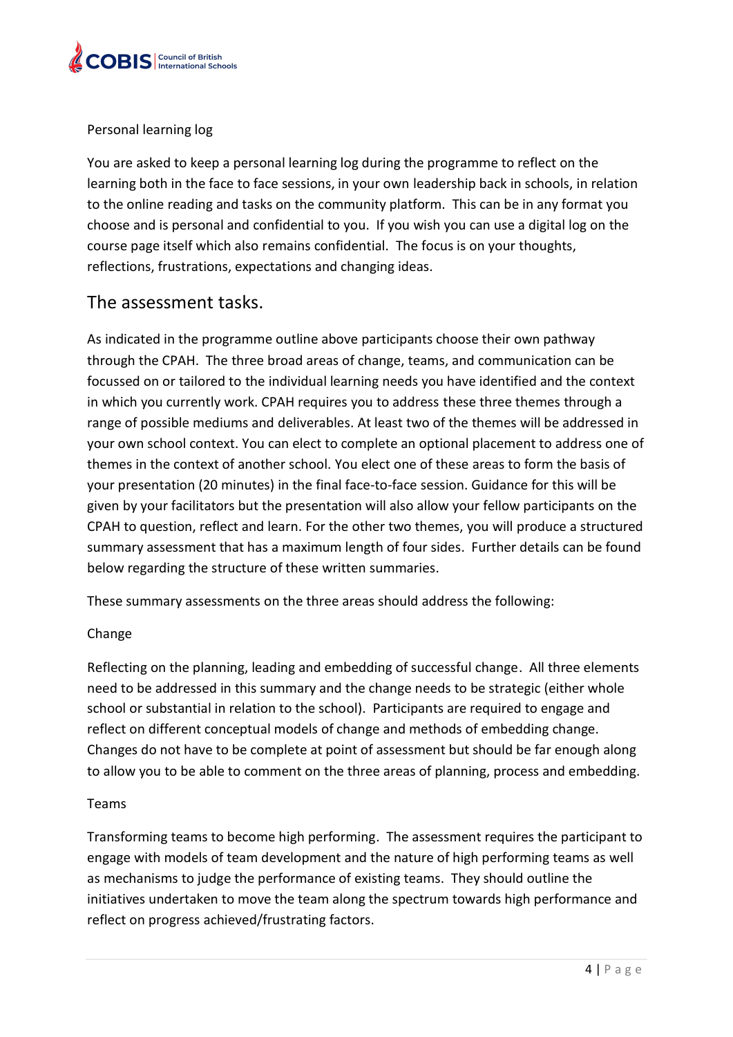Personal learning log

You are asked to keep a personal learning log during the programme to reflect on the learning both in the face to face sessions, in your own leadership back in schools, in relation to the online reading and tasks on the community platform. This can be in any format you choose and is personal and confidential to you. If you wish you can use a digital log on the course page itself which also remains confidential. The focus is on your thoughts, reflections, frustrations, expectations and changing ideas.

## The assessment tasks.

As indicated in the programme outline above participants choose their own pathway through the CPAH. The three broad areas of change, teams, and communication can be focussed on or tailored to the individual learning needs you have identified and the context in which you currently work. CPAH requires you to address these three themes through a range of possible mediums and deliverables. At least two of the themes will be addressed in your own school context. You can elect to complete an optional placement to address one of themes in the context of another school. You elect one of these areas to form the basis of your presentation (20 minutes) in the final face-to-face session. Guidance for this will be given by your facilitators but the presentation will also allow your fellow participants on the CPAH to question, reflect and learn. For the other two themes, you will produce a structured summary assessment that has a maximum length of four sides. Further details can be found below regarding the structure of these written summaries.

These summary assessments on the three areas should address the following:

Change

Reflecting on the planning, leading and embedding of successful change. All three elements need to be addressed in this summary and the change needs to be strategic (either whole school or substantial in relation to the school). Participants are required to engage and reflect on different conceptual models of change and methods of embedding change. Changes do not have to be complete at point of assessment but should be far enough along to allow you to be able to comment on the three areas of planning, process and embedding.

Teams

Transforming teams to become high performing. The assessment requires the participant to engage with models of team development and the nature of high performing teams as well as mechanisms to judge the performance of existing teams. They should outline the initiatives undertaken to move the team along the spectrum towards high performance and reflect on progress achieved/frustrating factors.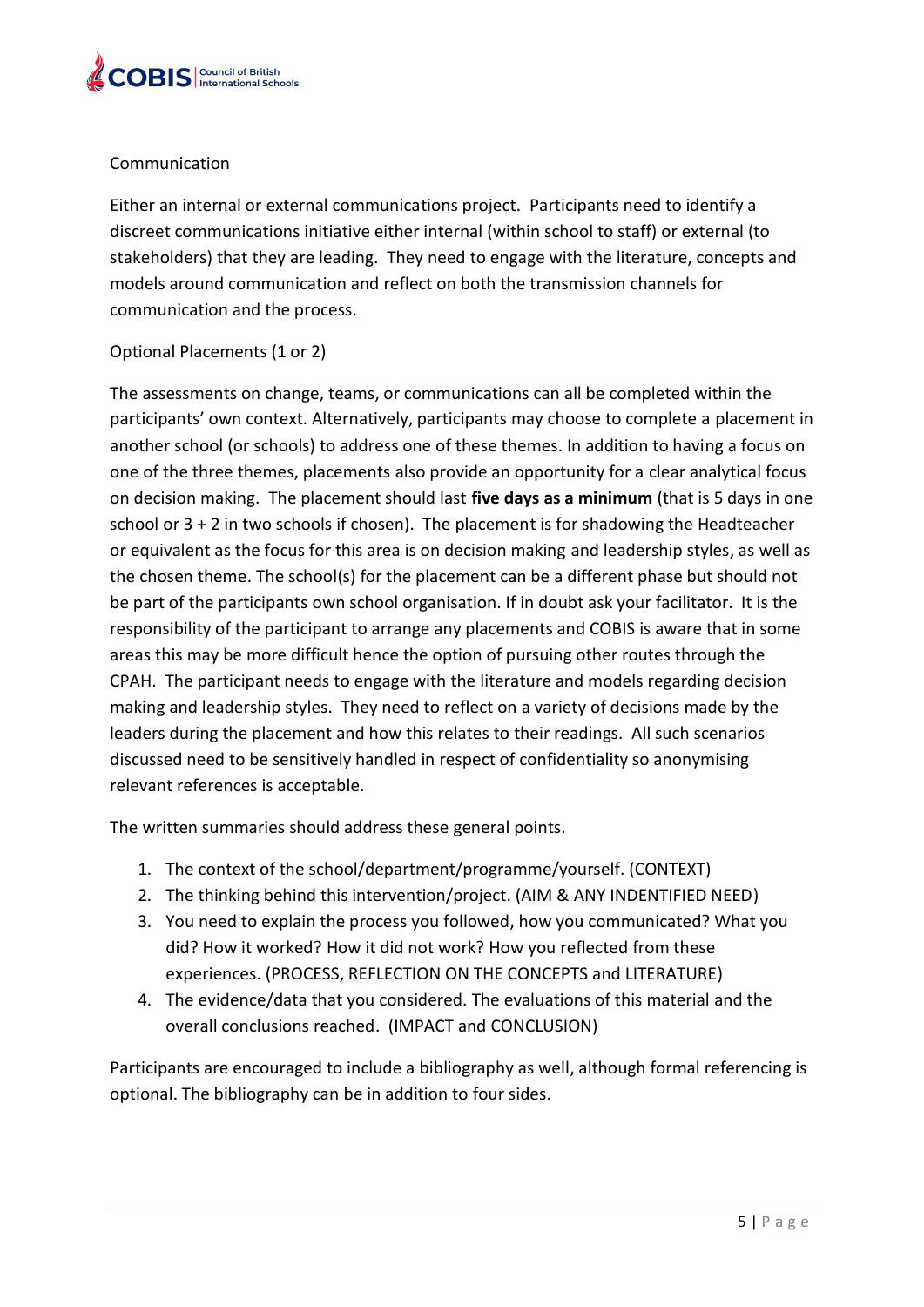Communication

Either an internal or external communications project. Participants need to identify a discreet communications initiative either internal (within school to staff) or external (to stakeholders) that they are leading. They need to engage with the literature, concepts and models around communication and reflect on both the transmission channels for communication and the process.

Optional Placements (1 or 2)

The assessments on change, teams, or communications can all be completed within the participants' own context. Alternatively, participants may choose to complete a placement in another school (or schools) to address one of these themes. In addition to having a focus on one of the three themes, placements also provide an opportunity for a clear analytical focus on decision making. The placement should last **five days as a minimum** (that is 5 days in one school or 3 + 2 in two schools if chosen). The placement is for shadowing the Headteacher or equivalent as the focus for this area is on decision making and leadership styles, as well as the chosen theme. The school(s) for the placement can be a different phase but should not be part of the participants own school organisation. If in doubt ask your facilitator. It is the responsibility of the participant to arrange any placements and COBIS is aware that in some areas this may be more difficult hence the option of pursuing other routes through the CPAH. The participant needs to engage with the literature and models regarding decision making and leadership styles. They need to reflect on a variety of decisions made by the leaders during the placement and how this relates to their readings. All such scenarios discussed need to be sensitively handled in respect of confidentiality so anonymising relevant references is acceptable.

The written summaries should address these general points.

1. The context of the school/department/programme/yourself. (CONTEXT)
2. The thinking behind this intervention/project. (AIM & ANY INDENTIFIED NEED)
3. You need to explain the process you followed, how you communicated? What you did? How it worked? How it did not work? How you reflected from these experiences. (PROCESS, REFLECTION ON THE CONCEPTS and LITERATURE)
4. The evidence/data that you considered. The evaluations of this material and the overall conclusions reached. (IMPACT and CONCLUSION)

Participants are encouraged to include a bibliography as well, although formal referencing is optional. The bibliography can be in addition to four sides.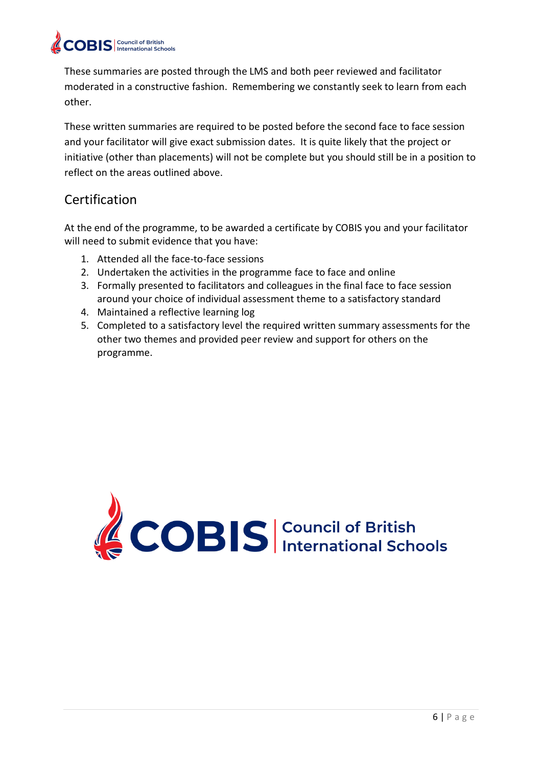These summaries are posted through the LMS and both peer reviewed and facilitator moderated in a constructive fashion. Remembering we constantly seek to learn from each other.

These written summaries are required to be posted before the second face to face session and your facilitator will give exact submission dates. It is quite likely that the project or initiative (other than placements) will not be complete but you should still be in a position to reflect on the areas outlined above.

## Certification

At the end of the programme, to be awarded a certificate by COBIS you and your facilitator will need to submit evidence that you have:

1. Attended all the face-to-face sessions
2. Undertaken the activities in the programme face to face and online
3. Formally presented to facilitators and colleagues in the final face to face session around your choice of individual assessment theme to a satisfactory standard
4. Maintained a reflective learning log
5. Completed to a satisfactory level the required written summary assessments for the other two themes and provided peer review and support for others on the programme.

COBIS | Council of British International Schools